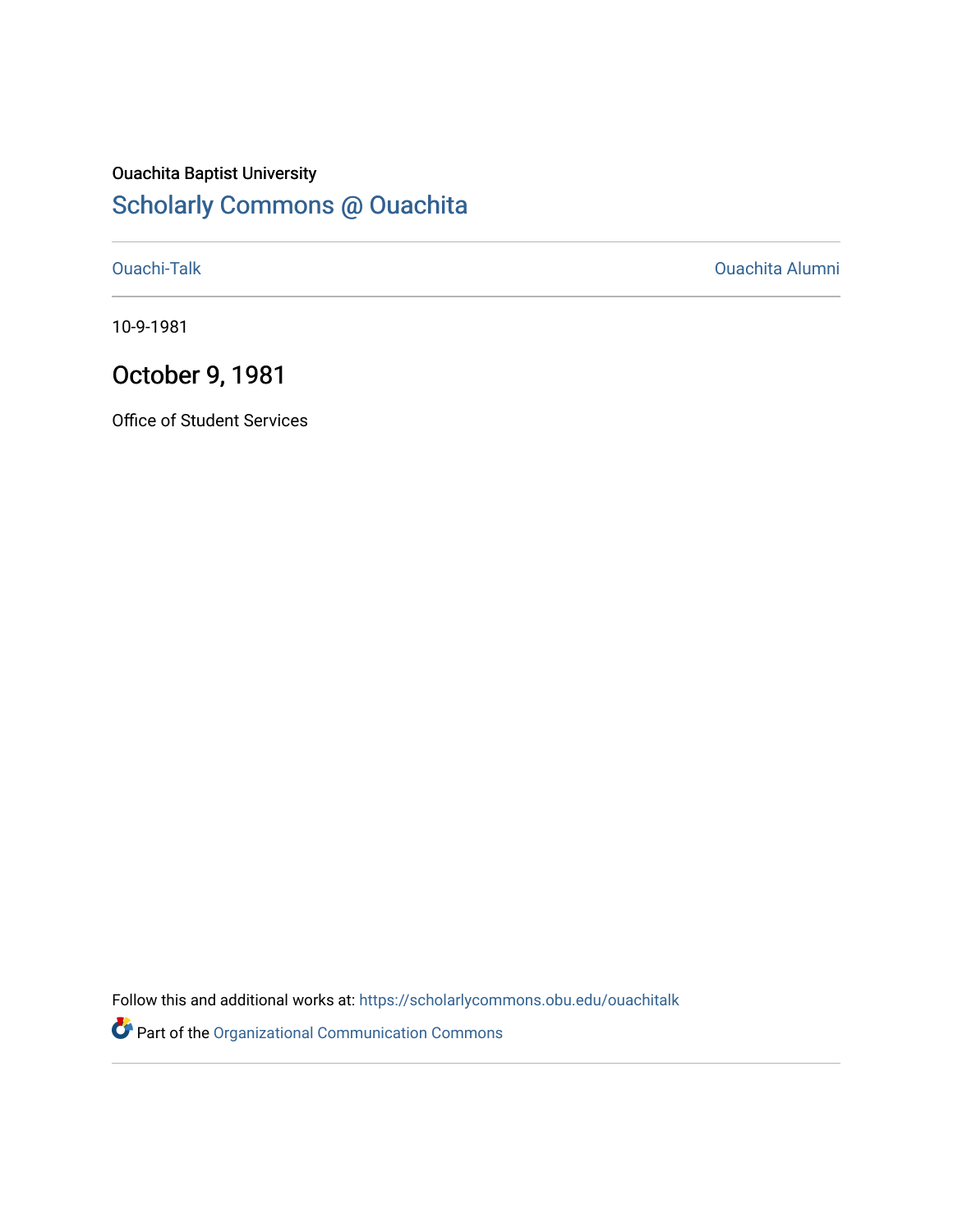Ouachita Baptist University

# Scholarly Commons @ Ouachita

Ouachi-Talk

Ouachita Alumni

10-9-1981

## October 9, 1981

Office of Student Services

Follow this and additional works at: https://scholarlycommons.obu.edu/ouachitalk

Part of the Organizational Communication Commons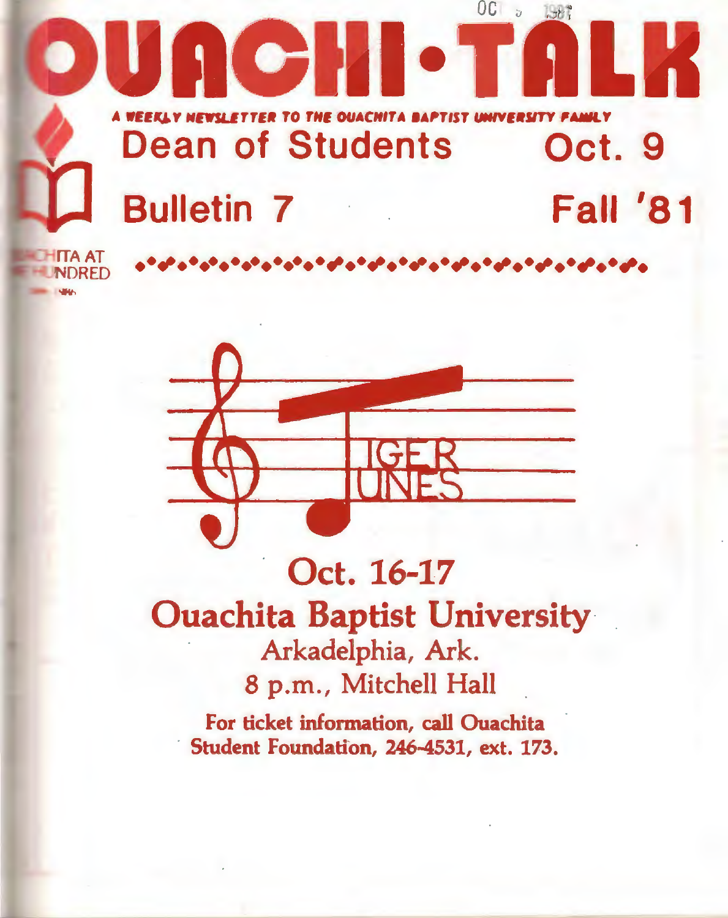# OUACHI•TALK

*A WEEKLY NEWSLETTER TO THE OUACHITA BAPTIST UNIVERSITY FAMILY*

## Dean of Students — Oct. 9

## Bulletin 7 — Fall '81

TIGER TUNES

## Oct. 16-17

## Ouachita Baptist University

Arkadelphia, Ark.

8 p.m., Mitchell Hall

**For ticket information, call Ouachita Student Foundation, 246-4531, ext. 173.**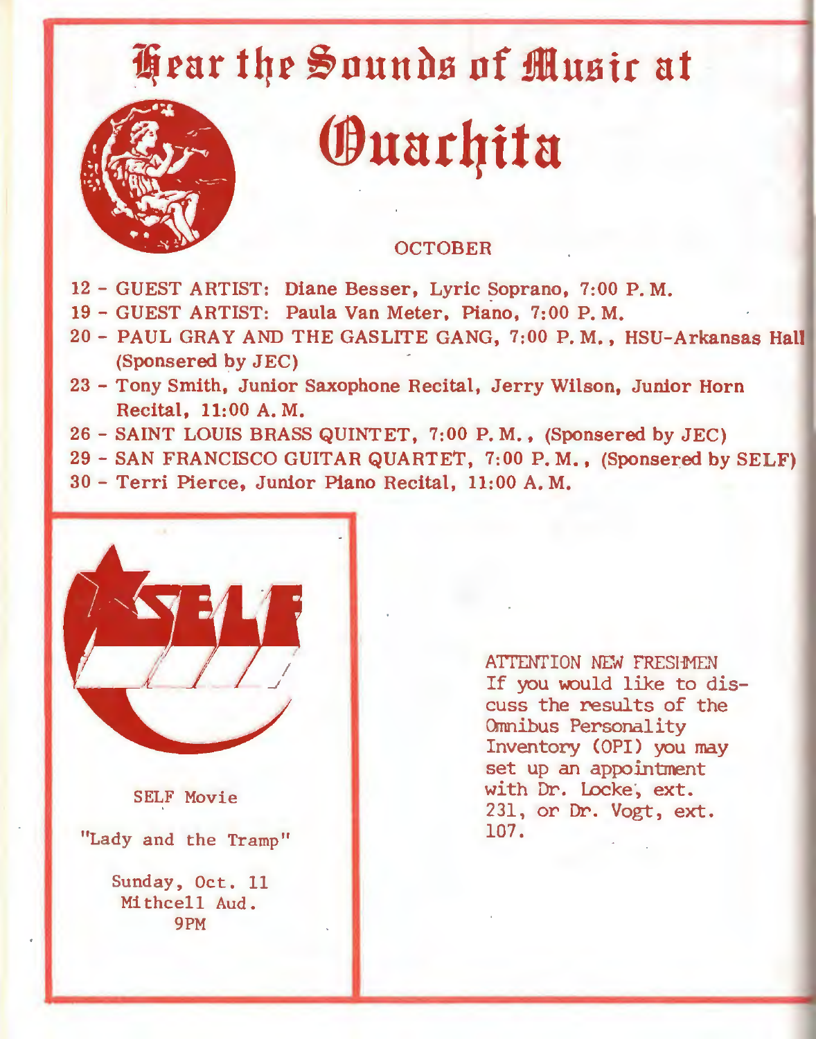# Hear the Sounds of Music at Ouachita

OCTOBER

- 12 - GUEST ARTIST: Diane Besser, Lyric Soprano, 7:00 P. M.
- 19 - GUEST ARTIST: Paula Van Meter, Piano, 7:00 P. M.
- 20 - PAUL GRAY AND THE GASLITE GANG, 7:00 P. M., HSU-Arkansas Hall (Sponsered by JEC)
- 23 - Tony Smith, Junior Saxophone Recital, Jerry Wilson, Junior Horn Recital, 11:00 A. M.
- 26 - SAINT LOUIS BRASS QUINTET, 7:00 P. M., (Sponsered by JEC)
- 29 - SAN FRANCISCO GUITAR QUARTET, 7:00 P. M., (Sponsered by SELF)
- 30 - Terri Pierce, Junior Piano Recital, 11:00 A. M.

SELF

SELF Movie

"Lady and the Tramp"

Sunday, Oct. 11
Mithcell Aud.
9PM

ATTENTION NEW FRESHMEN
If you would like to discuss the results of the Omnibus Personality Inventory (OPI) you may set up an appointment with Dr. Locke, ext. 231, or Dr. Vogt, ext. 107.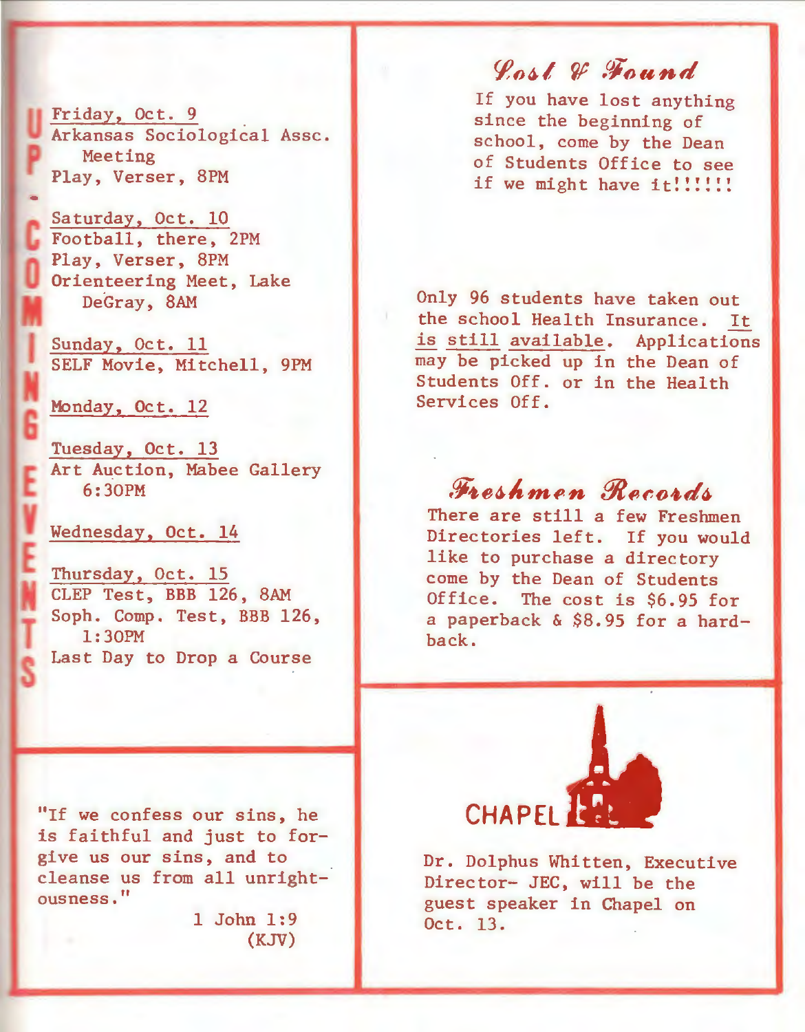## UPCOMING EVENTS

Friday, Oct. 9
Arkansas Sociological Assc. Meeting
Play, Verser, 8PM

Saturday, Oct. 10
Football, there, 2PM
Play, Verser, 8PM
Orienteering Meet, Lake DeGray, 8AM

Sunday, Oct. 11
SELF Movie, Mitchell, 9PM

Monday, Oct. 12

Tuesday, Oct. 13
Art Auction, Mabee Gallery 6:30PM

Wednesday, Oct. 14

Thursday, Oct. 15
CLEP Test, BBB 126, 8AM
Soph. Comp. Test, BBB 126, 1:30PM
Last Day to Drop a Course

"If we confess our sins, he is faithful and just to forgive us our sins, and to cleanse us from all unrightousness."

1 John 1:9 (KJV)

## Lost & Found

If you have lost anything since the beginning of school, come by the Dean of Students Office to see if we might have it!!!!!!

Only 96 students have taken out the school Health Insurance. It is still available. Applications may be picked up in the Dean of Students Off. or in the Health Services Off.

## Freshmen Records

There are still a few Freshmen Directories left. If you would like to purchase a directory come by the Dean of Students Office. The cost is $6.95 for a paperback & $8.95 for a hardback.

## CHAPEL

Dr. Dolphus Whitten, Executive Director- JEC, will be the guest speaker in Chapel on Oct. 13.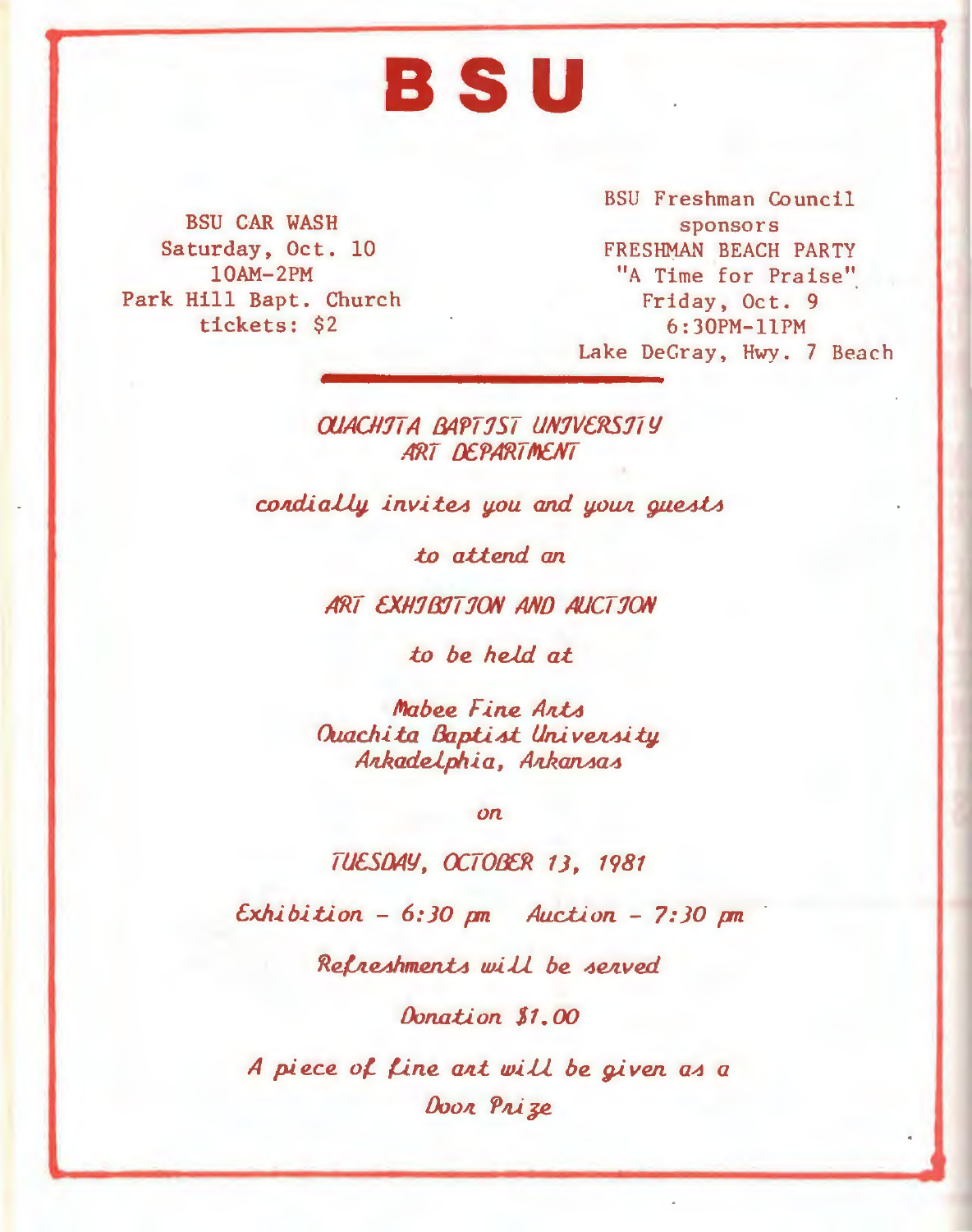# BSU

BSU CAR WASH
Saturday, Oct. 10
10AM-2PM
Park Hill Bapt. Church
tickets: $2

BSU Freshman Council
sponsors
FRESHMAN BEACH PARTY
"A Time for Praise"
Friday, Oct. 9
6:30PM-11PM
Lake DeGray, Hwy. 7 Beach

---

*OUACHITA BAPTIST UNIVERSITY*
*ART DEPARTMENT*

*cordially invites you and your guests*

*to attend an*

*ART EXHIBITION AND AUCTION*

*to be held at*

*Mabee Fine Arts*
*Ouachita Baptist University*
*Arkadelphia, Arkansas*

*on*

*TUESDAY, OCTOBER 13, 1981*

*Exhibition - 6:30 pm   Auction - 7:30 pm*

*Refreshments will be served*

*Donation $1.00*

*A piece of fine art will be given as a*
*Door Prize*